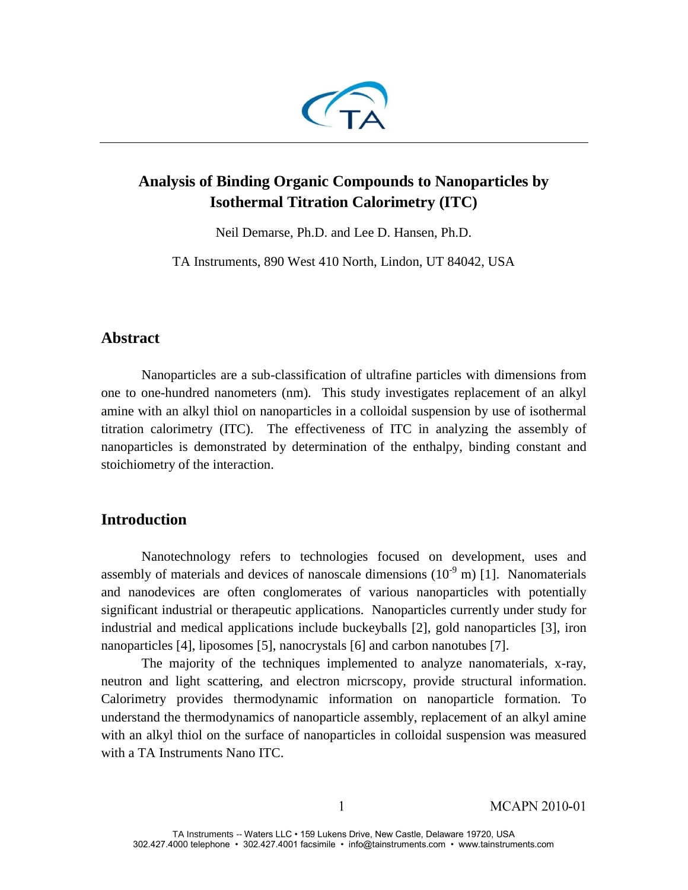# Analysis of Binding Organic Compounds to Nanoparticles by Isothermal Titration Calorimetry (ITC)

Neil Demarse, Ph.D. and Lee D. Hansen, Ph.D.

TA Instruments, 890 West 410 North, Lindon, UT 84042, USA

## Abstract

Nanoparticles are a sub-classification of ultrafine particles with dimensions from one to one-hundred nanometers (nm). This study investigates replacement of an alkyl amine with an alkyl thiol on nanoparticles in a colloidal suspension by use of isothermal titration calorimetry (ITC). The effectiveness of ITC in analyzing the assembly of nanoparticles is demonstrated by determination of the enthalpy, binding constant and stoichiometry of the interaction.

## Introduction

Nanotechnology refers to technologies focused on development, uses and assembly of materials and devices of nanoscale dimensions ($10^{-9}$ m) [1]. Nanomaterials and nanodevices are often conglomerates of various nanoparticles with potentially significant industrial or therapeutic applications. Nanoparticles currently under study for industrial and medical applications include buckeyballs [2], gold nanoparticles [3], iron nanoparticles [4], liposomes [5], nanocrystals [6] and carbon nanotubes [7].

The majority of the techniques implemented to analyze nanomaterials, x-ray, neutron and light scattering, and electron micrscopy, provide structural information. Calorimetry provides thermodynamic information on nanoparticle formation. To understand the thermodynamics of nanoparticle assembly, replacement of an alkyl amine with an alkyl thiol on the surface of nanoparticles in colloidal suspension was measured with a TA Instruments Nano ITC.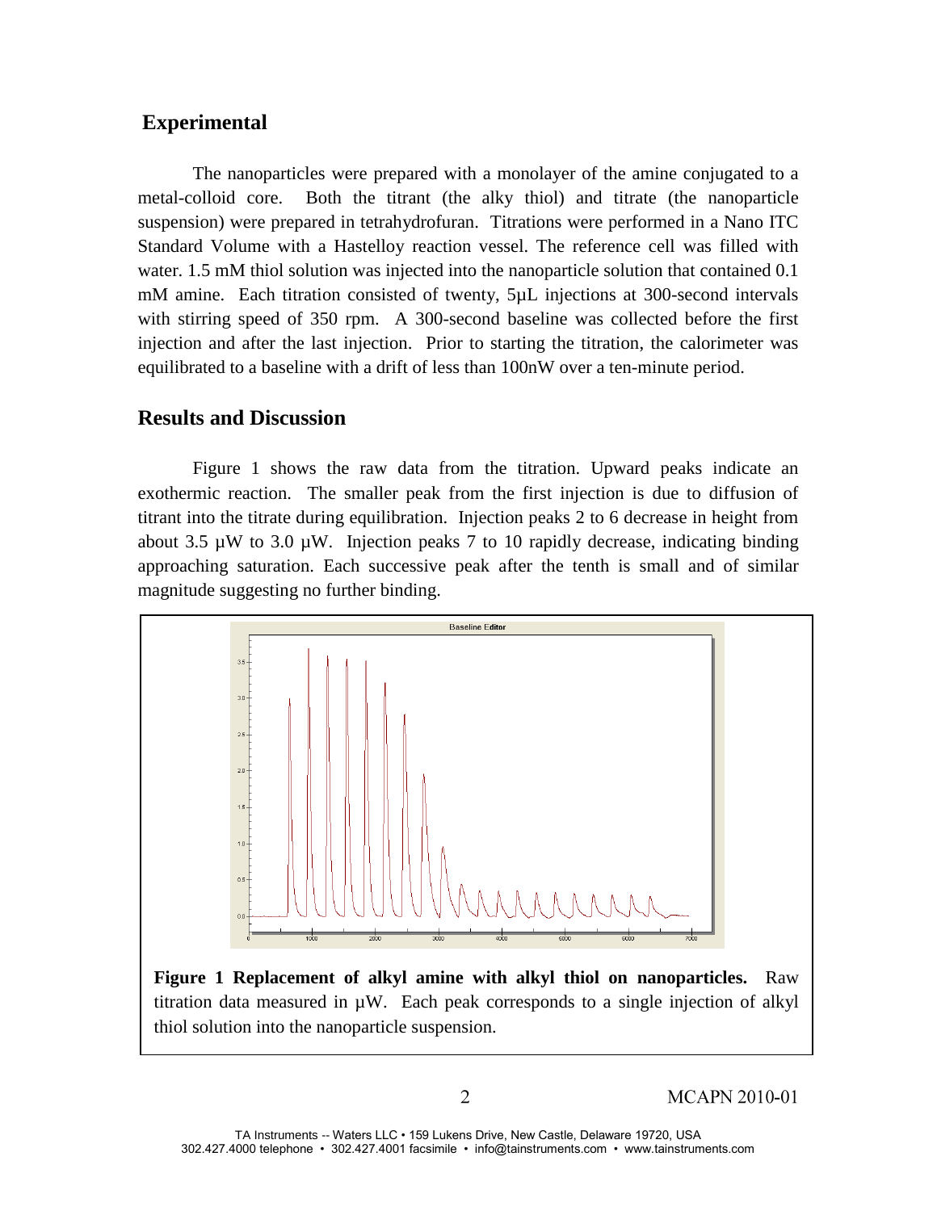## Experimental

The nanoparticles were prepared with a monolayer of the amine conjugated to a metal-colloid core. Both the titrant (the alky thiol) and titrate (the nanoparticle suspension) were prepared in tetrahydrofuran. Titrations were performed in a Nano ITC Standard Volume with a Hastelloy reaction vessel. The reference cell was filled with water. 1.5 mM thiol solution was injected into the nanoparticle solution that contained 0.1 mM amine. Each titration consisted of twenty, 5µL injections at 300-second intervals with stirring speed of 350 rpm. A 300-second baseline was collected before the first injection and after the last injection. Prior to starting the titration, the calorimeter was equilibrated to a baseline with a drift of less than 100nW over a ten-minute period.

## Results and Discussion

Figure 1 shows the raw data from the titration. Upward peaks indicate an exothermic reaction. The smaller peak from the first injection is due to diffusion of titrant into the titrate during equilibration. Injection peaks 2 to 6 decrease in height from about 3.5 µW to 3.0 µW. Injection peaks 7 to 10 rapidly decrease, indicating binding approaching saturation. Each successive peak after the tenth is small and of similar magnitude suggesting no further binding.

**Figure 1 Replacement of alkyl amine with alkyl thiol on nanoparticles.** Raw titration data measured in µW. Each peak corresponds to a single injection of alkyl thiol solution into the nanoparticle suspension.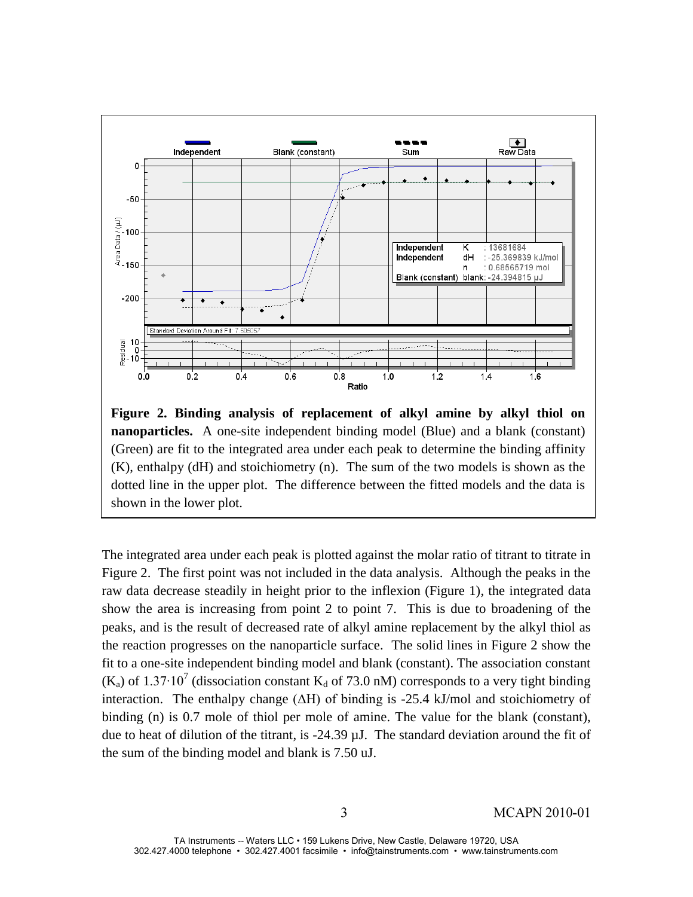**Figure 2. Binding analysis of replacement of alkyl amine by alkyl thiol on nanoparticles.** A one-site independent binding model (Blue) and a blank (constant) (Green) are fit to the integrated area under each peak to determine the binding affinity (K), enthalpy (dH) and stoichiometry (n). The sum of the two models is shown as the dotted line in the upper plot. The difference between the fitted models and the data is shown in the lower plot.

The integrated area under each peak is plotted against the molar ratio of titrant to titrate in Figure 2. The first point was not included in the data analysis. Although the peaks in the raw data decrease steadily in height prior to the inflexion (Figure 1), the integrated data show the area is increasing from point 2 to point 7. This is due to broadening of the peaks, and is the result of decreased rate of alkyl amine replacement by the alkyl thiol as the reaction progresses on the nanoparticle surface. The solid lines in Figure 2 show the fit to a one-site independent binding model and blank (constant). The association constant ($K_a$) of $1.37 \cdot 10^7$ (dissociation constant $K_d$ of 73.0 nM) corresponds to a very tight binding interaction. The enthalpy change ($\Delta H$) of binding is -25.4 kJ/mol and stoichiometry of binding (n) is 0.7 mole of thiol per mole of amine. The value for the blank (constant), due to heat of dilution of the titrant, is -24.39 µJ. The standard deviation around the fit of the sum of the binding model and blank is 7.50 uJ.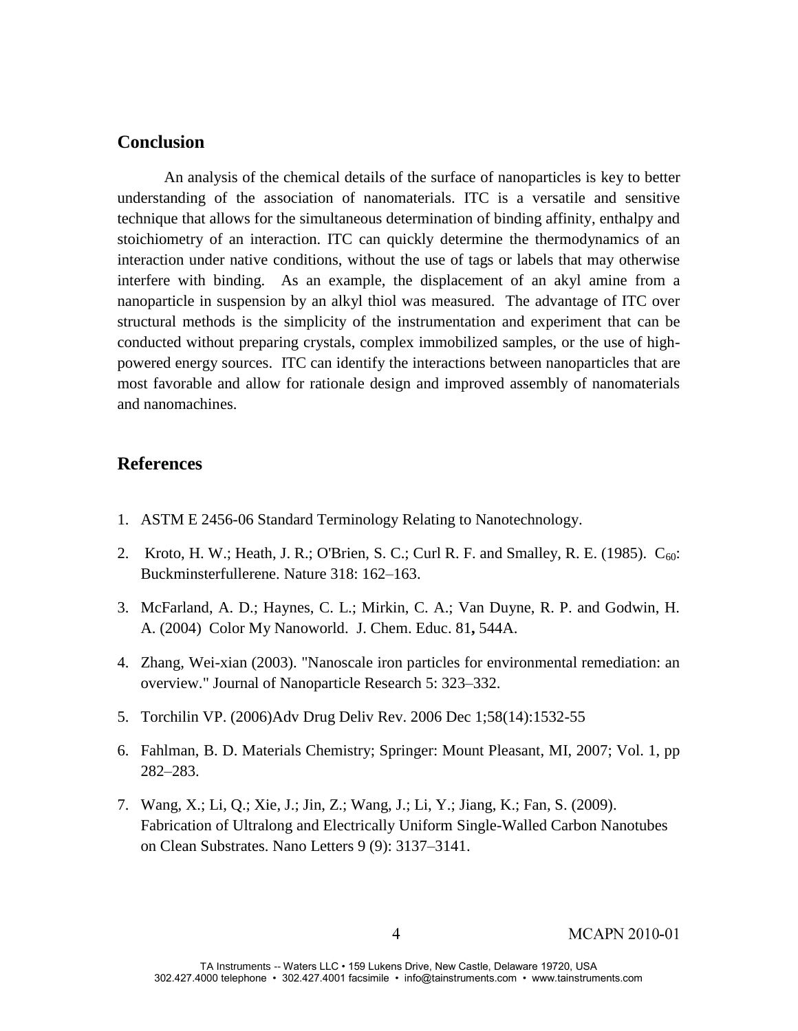## Conclusion

An analysis of the chemical details of the surface of nanoparticles is key to better understanding of the association of nanomaterials. ITC is a versatile and sensitive technique that allows for the simultaneous determination of binding affinity, enthalpy and stoichiometry of an interaction. ITC can quickly determine the thermodynamics of an interaction under native conditions, without the use of tags or labels that may otherwise interfere with binding. As an example, the displacement of an akyl amine from a nanoparticle in suspension by an alkyl thiol was measured. The advantage of ITC over structural methods is the simplicity of the instrumentation and experiment that can be conducted without preparing crystals, complex immobilized samples, or the use of high-powered energy sources. ITC can identify the interactions between nanoparticles that are most favorable and allow for rationale design and improved assembly of nanomaterials and nanomachines.

## References

1. ASTM E 2456-06 Standard Terminology Relating to Nanotechnology.
2. Kroto, H. W.; Heath, J. R.; O'Brien, S. C.; Curl R. F. and Smalley, R. E. (1985). $C_{60}$: Buckminsterfullerene. Nature 318: 162–163.
3. McFarland, A. D.; Haynes, C. L.; Mirkin, C. A.; Van Duyne, R. P. and Godwin, H. A. (2004) Color My Nanoworld. J. Chem. Educ. 81**,** 544A.
4. Zhang, Wei-xian (2003). "Nanoscale iron particles for environmental remediation: an overview." Journal of Nanoparticle Research 5: 323–332.
5. Torchilin VP. (2006)Adv Drug Deliv Rev. 2006 Dec 1;58(14):1532-55
6. Fahlman, B. D. Materials Chemistry; Springer: Mount Pleasant, MI, 2007; Vol. 1, pp 282–283.
7. Wang, X.; Li, Q.; Xie, J.; Jin, Z.; Wang, J.; Li, Y.; Jiang, K.; Fan, S. (2009). Fabrication of Ultralong and Electrically Uniform Single-Walled Carbon Nanotubes on Clean Substrates. Nano Letters 9 (9): 3137–3141.